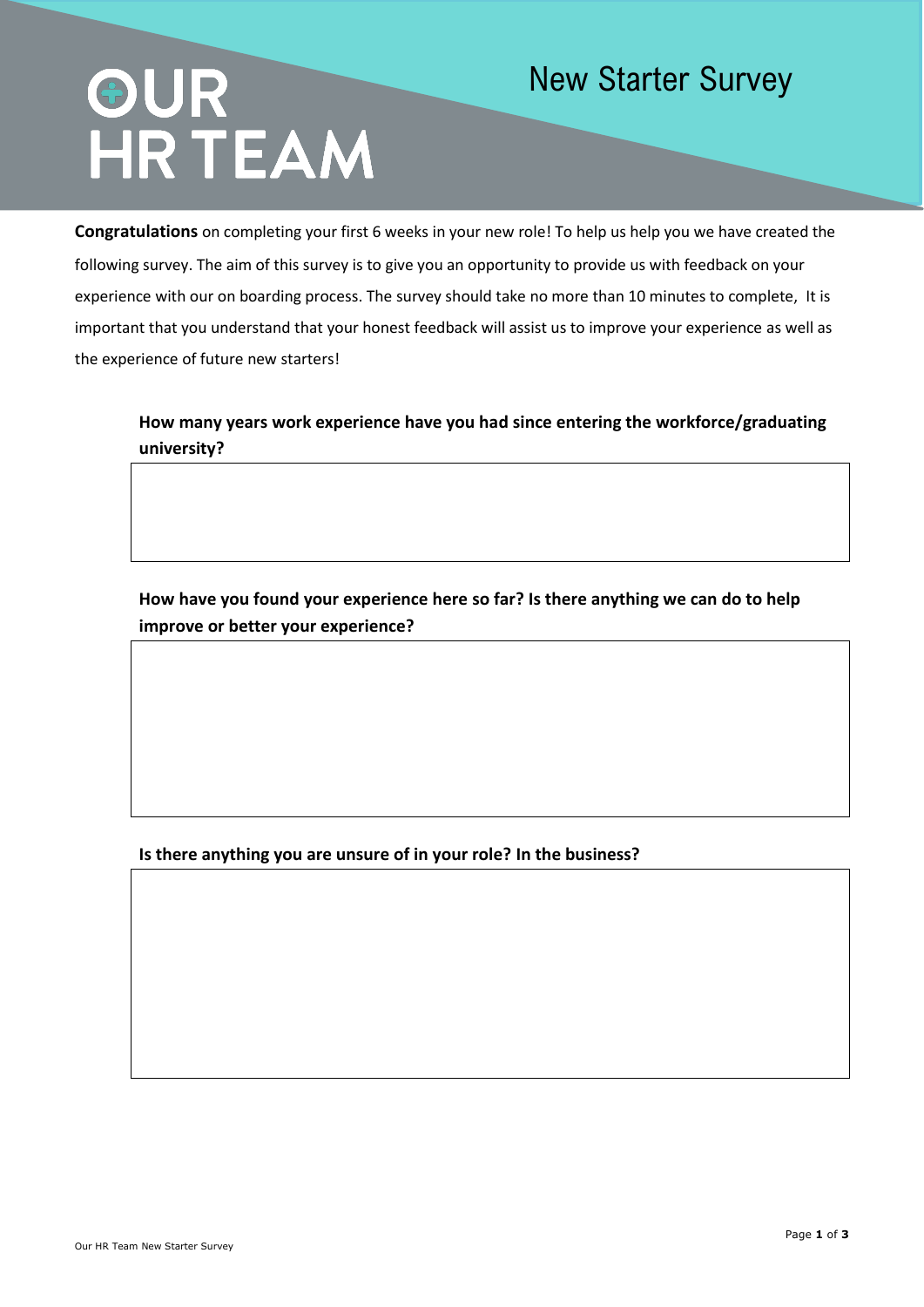# OUR HR TEAM

## New Starter Survey

**Congratulations** on completing your first 6 weeks in your new role! To help us help you we have created the following survey. The aim of this survey is to give you an opportunity to provide us with feedback on your experience with our on boarding process. The survey should take no more than 10 minutes to complete,  It is important that you understand that your honest feedback will assist us to improve your experience as well as the experience of future new starters!

**How many years work experience have you had since entering the workforce/graduating university?**

**How have you found your experience here so far? Is there anything we can do to help improve or better your experience?**

**Is there anything you are unsure of in your role? In the business?**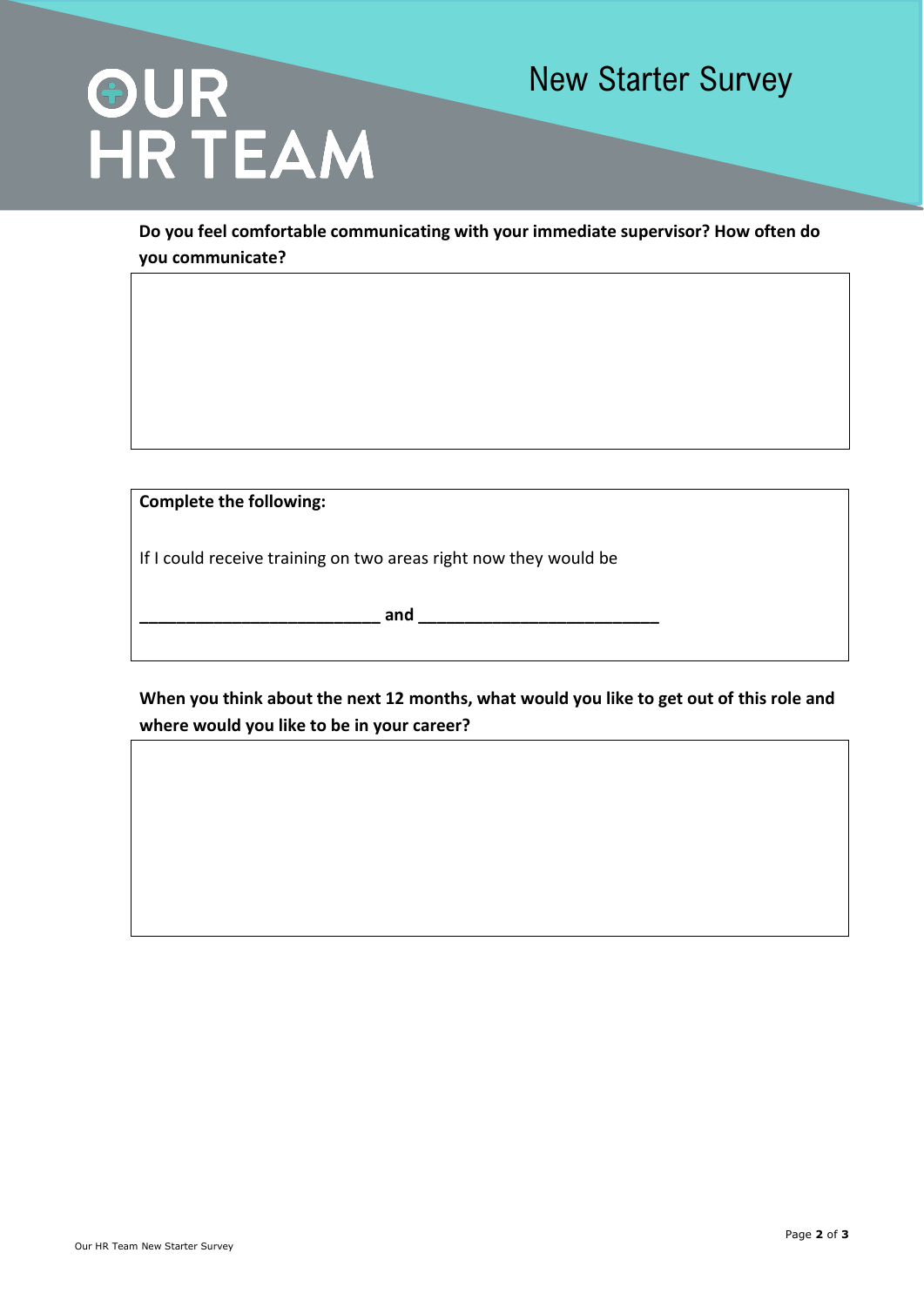**Do you feel comfortable communicating with your immediate supervisor? How often do you communicate?**

**Complete the following:**

If I could receive training on two areas right now they would be

**__________________________ and __________________________**

**When you think about the next 12 months, what would you like to get out of this role and where would you like to be in your career?**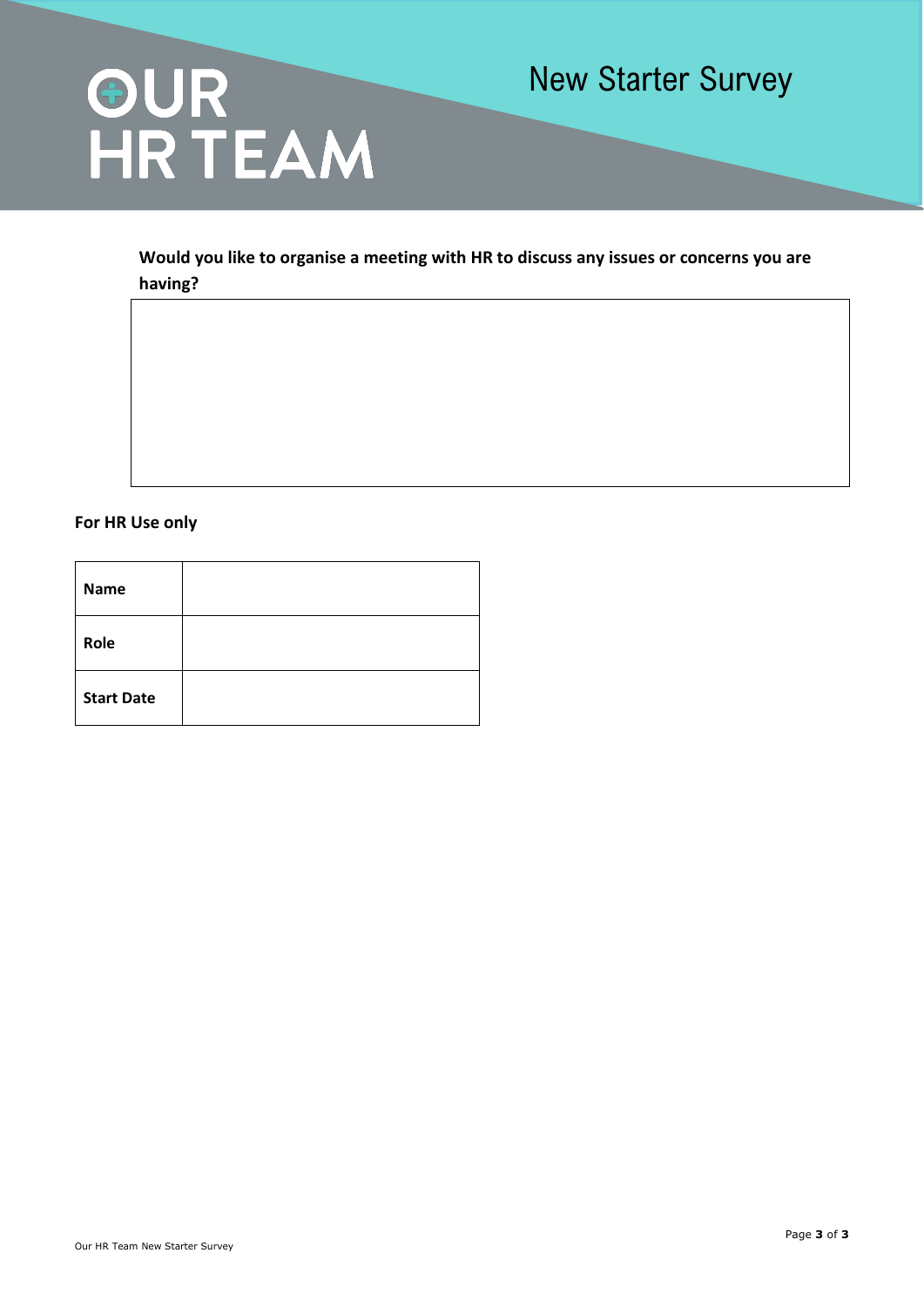**Would you like to organise a meeting with HR to discuss any issues or concerns you are having?**

| |
|---|
| |

**For HR Use only**

| | |
|---|---|
| **Name** | |
| **Role** | |
| **Start Date** | |